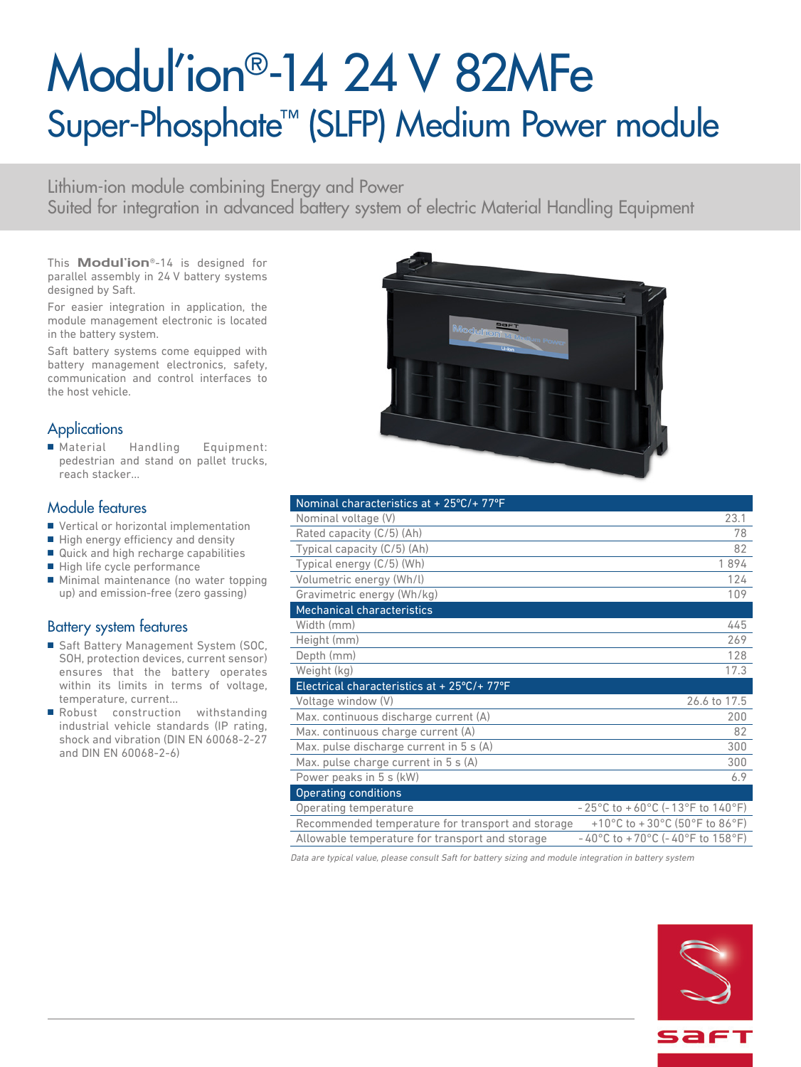# Modul'ion®-14 24 V 82MFe

## Super-Phosphate™ (SLFP) Medium Power module

Lithium-ion module combining Energy and Power
Suited for integration in advanced battery system of electric Material Handling Equipment

This **Modul'ion**®-14 is designed for parallel assembly in 24 V battery systems designed by Saft.

For easier integration in application, the module management electronic is located in the battery system.

Saft battery systems come equipped with battery management electronics, safety, communication and control interfaces to the host vehicle.

### Applications

- Material Handling Equipment: pedestrian and stand on pallet trucks, reach stacker...

### Module features

- Vertical or horizontal implementation
- High energy efficiency and density
- Quick and high recharge capabilities
- High life cycle performance
- Minimal maintenance (no water topping up) and emission-free (zero gassing)

### Battery system features

- Saft Battery Management System (SOC, SOH, protection devices, current sensor) ensures that the battery operates within its limits in terms of voltage, temperature, current...
- Robust construction withstanding industrial vehicle standards (IP rating, shock and vibration (DIN EN 60068-2-27 and DIN EN 60068-2-6)

| Nominal characteristics at + 25°C/+ 77°F | |
|---|---|
| Nominal voltage (V) | 23.1 |
| Rated capacity (C/5) (Ah) | 78 |
| Typical capacity (C/5) (Ah) | 82 |
| Typical energy (C/5) (Wh) | 1 894 |
| Volumetric energy (Wh/l) | 124 |
| Gravimetric energy (Wh/kg) | 109 |
| **Mechanical characteristics** | |
| Width (mm) | 445 |
| Height (mm) | 269 |
| Depth (mm) | 128 |
| Weight (kg) | 17.3 |
| **Electrical characteristics at + 25°C/+ 77°F** | |
| Voltage window (V) | 26.6 to 17.5 |
| Max. continuous discharge current (A) | 200 |
| Max. continuous charge current (A) | 82 |
| Max. pulse discharge current in 5 s (A) | 300 |
| Max. pulse charge current in 5 s (A) | 300 |
| Power peaks in 5 s (kW) | 6.9 |
| **Operating conditions** | |
| Operating temperature | - 25°C to + 60°C (- 13°F to 140°F) |
| Recommended temperature for transport and storage | +10°C to + 30°C (50°F to 86°F) |
| Allowable temperature for transport and storage | - 40°C to + 70°C (- 40°F to 158°F) |

*Data are typical value, please consult Saft for battery sizing and module integration in battery system*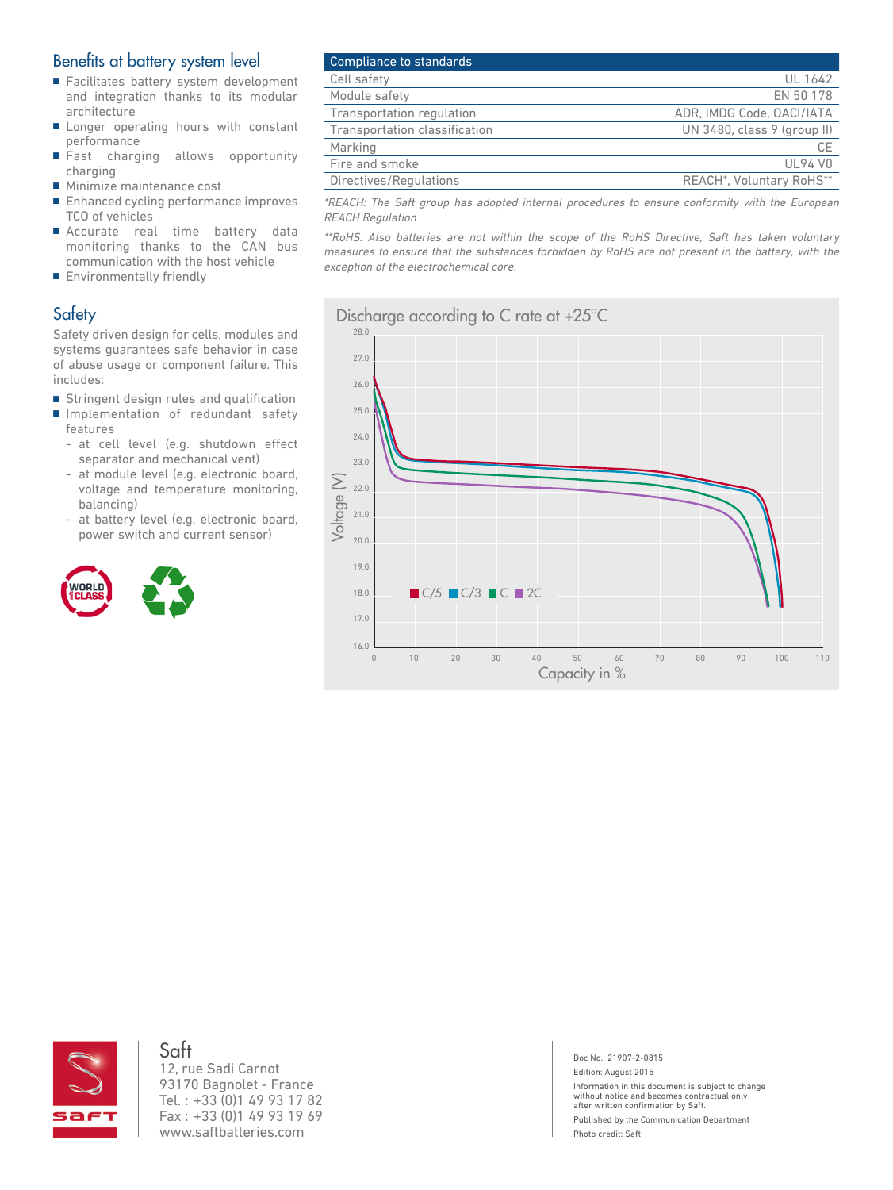## Benefits at battery system level

- Facilitates battery system development and integration thanks to its modular architecture
- Longer operating hours with constant performance
- Fast charging allows opportunity charging
- Minimize maintenance cost
- Enhanced cycling performance improves TCO of vehicles
- Accurate real time battery data monitoring thanks to the CAN bus communication with the host vehicle
- Environmentally friendly

## Safety

Safety driven design for cells, modules and systems guarantees safe behavior in case of abuse usage or component failure. This includes:

- Stringent design rules and qualification
- Implementation of redundant safety features
  - at cell level (e.g. shutdown effect separator and mechanical vent)
  - at module level (e.g. electronic board, voltage and temperature monitoring, balancing)
  - at battery level (e.g. electronic board, power switch and current sensor)

| Compliance to standards | |
|---|---|
| Cell safety | UL 1642 |
| Module safety | EN 50 178 |
| Transportation regulation | ADR, IMDG Code, OACI/IATA |
| Transportation classification | UN 3480, class 9 (group II) |
| Marking | CE |
| Fire and smoke | UL94 V0 |
| Directives/Regulations | REACH*, Voluntary RoHS** |

*\*REACH: The Saft group has adopted internal procedures to ensure conformity with the European REACH Regulation*

*\*\*RoHS: Also batteries are not within the scope of the RoHS Directive, Saft has taken voluntary measures to ensure that the substances forbidden by RoHS are not present in the battery, with the exception of the electrochemical core.*

Discharge according to C rate at +25°C

Voltage (V)

28.0
27.0
26.0
25.0
24.0
23.0
22.0
21.0
20.0
19.0
18.0
17.0
16.0

C/5 C/3 C 2C

0 10 20 30 40 50 60 70 80 90 100 110

Capacity in %

Saft
12, rue Sadi Carnot
93170 Bagnolet - France
Tel. : +33 (0)1 49 93 17 82
Fax : +33 (0)1 49 93 19 69
www.saftbatteries.com

Doc No.: 21907-2-0815
Edition: August 2015
Information in this document is subject to change without notice and becomes contractual only after written confirmation by Saft.
Published by the Communication Department
Photo credit: Saft